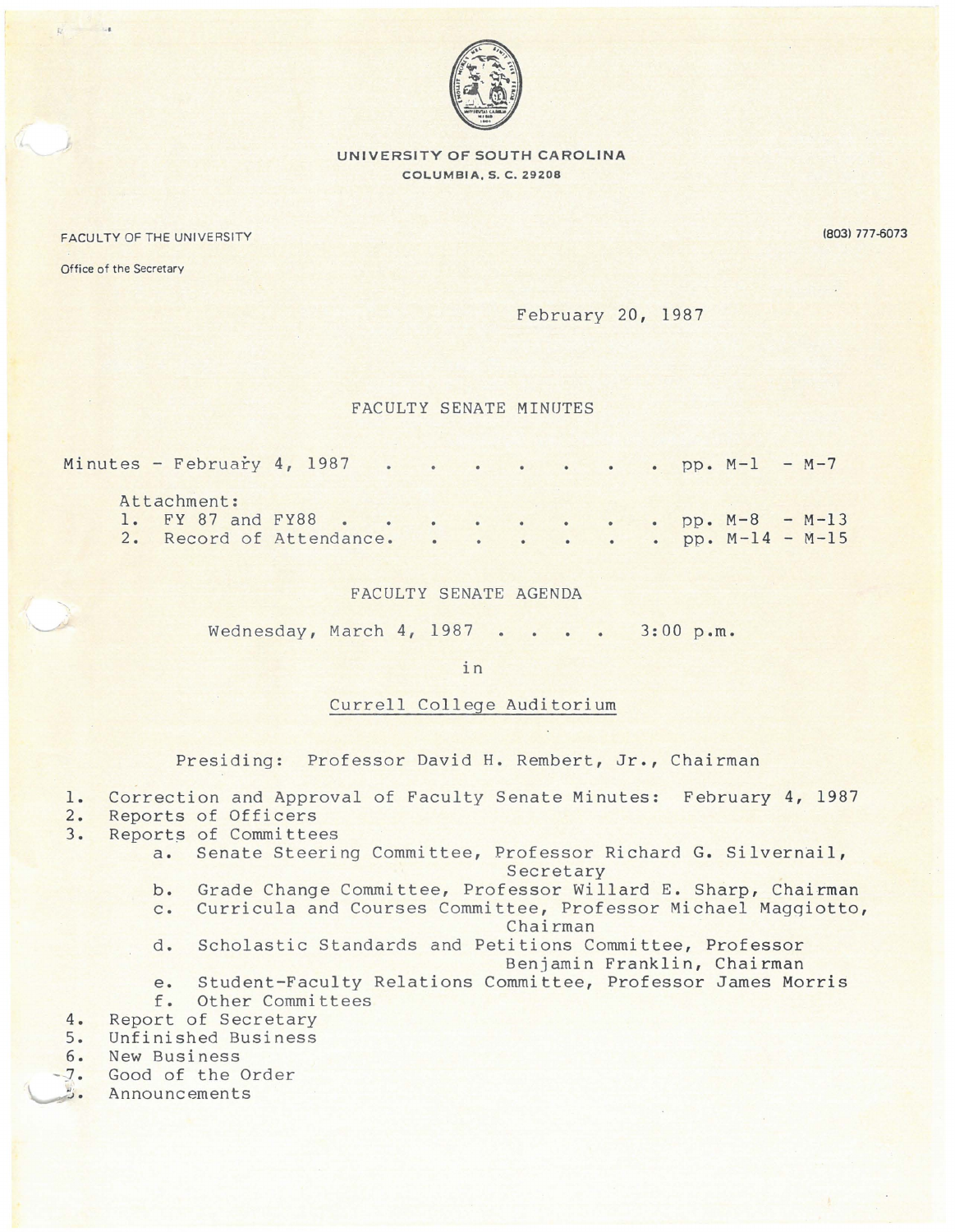**UNIVERSITY OF SOUTH CAROLINA**
**COLUMBIA, S. C. 29208**

FACULTY OF THE UNIVERSITY

Office of the Secretary

(803) 777-6073

February 20, 1987

# FACULTY SENATE MINUTES

Minutes - February 4, 1987 . . . . . . . . pp. M-1 - M-7

Attachment:
1. FY 87 and FY88 . . . . . . . . . pp. M-8 - M-13
2. Record of Attendance. . . . . . . pp. M-14 - M-15

# FACULTY SENATE AGENDA

Wednesday, March 4, 1987 . . . . 3:00 p.m.

in

Currell College Auditorium

Presiding: Professor David H. Rembert, Jr., Chairman

1. Correction and Approval of Faculty Senate Minutes: February 4, 1987
2. Reports of Officers
3. Reports of Committees
   a. Senate Steering Committee, Professor Richard G. Silvernail, Secretary
   b. Grade Change Committee, Professor Willard E. Sharp, Chairman
   c. Curricula and Courses Committee, Professor Michael Maggiotto, Chairman
   d. Scholastic Standards and Petitions Committee, Professor Benjamin Franklin, Chairman
   e. Student-Faculty Relations Committee, Professor James Morris
   f. Other Committees
4. Report of Secretary
5. Unfinished Business
6. New Business
7. Good of the Order
8. Announcements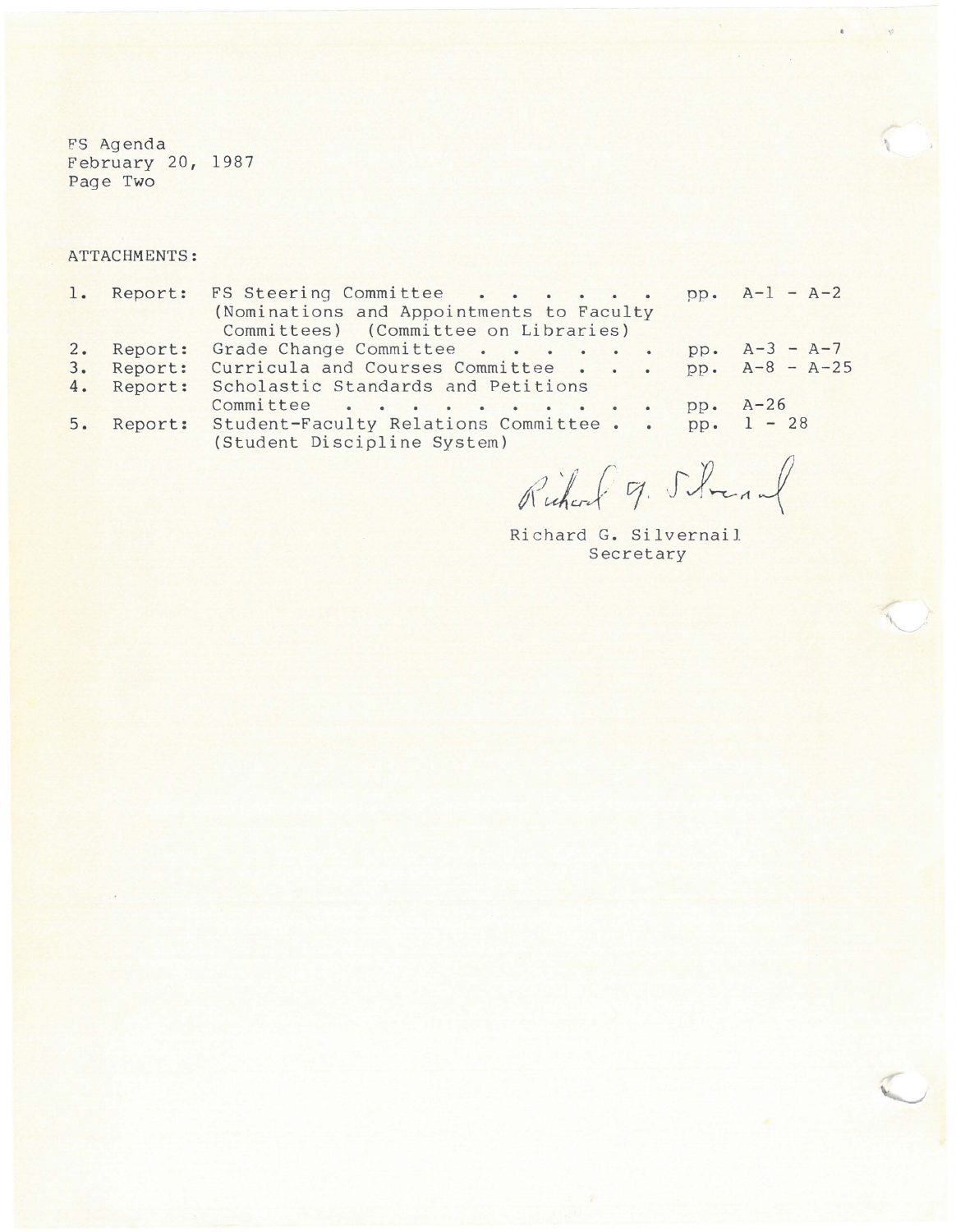FS Agenda
February 20, 1987
Page Two

ATTACHMENTS:

| | | | |
|---|---|---|---|
| 1. | Report: | FS Steering Committee . . . . . . . (Nominations and Appointments to Faculty Committees) (Committee on Libraries) | pp. A-1 - A-2 |
| 2. | Report: | Grade Change Committee . . . . . . . | pp. A-3 - A-7 |
| 3. | Report: | Curricula and Courses Committee . . . | pp. A-8 - A-25 |
| 4. | Report: | Scholastic Standards and Petitions Committee . . . . . . . . . . . | pp. A-26 |
| 5. | Report: | Student-Faculty Relations Committee . . (Student Discipline System) | pp. 1 - 28 |

Richard G. Silvernail

Richard G. Silvernail
Secretary